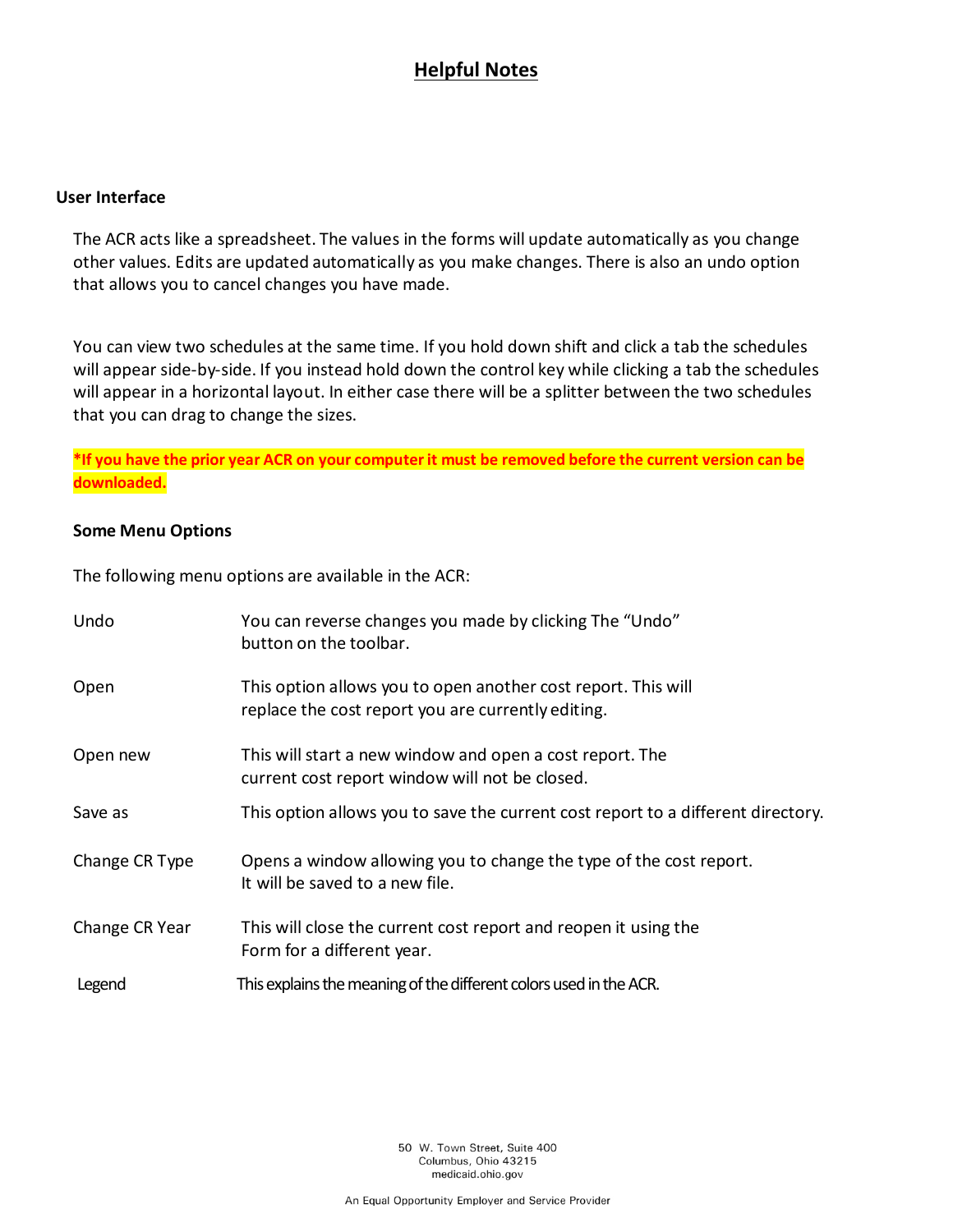# Helpful Notes

### User Interface

The ACR acts like a spreadsheet. The values in the forms will update automatically as you change other values. Edits are updated automatically as you make changes. There is also an undo option that allows you to cancel changes you have made.

You can view two schedules at the same time. If you hold down shift and click a tab the schedules will appear side-by-side. If you instead hold down the control key while clicking a tab the schedules will appear in a horizontal layout. In either case there will be a splitter between the two schedules that you can drag to change the sizes.

**\*If you have the prior year ACR on your computer it must be removed before the current version can be downloaded.**

### Some Menu Options

The following menu options are available in the ACR:

| | |
|---|---|
| Undo | You can reverse changes you made by clicking The "Undo" button on the toolbar. |
| Open | This option allows you to open another cost report. This will replace the cost report you are currently editing. |
| Open new | This will start a new window and open a cost report. The current cost report window will not be closed. |
| Save as | This option allows you to save the current cost report to a different directory. |
| Change CR Type | Opens a window allowing you to change the type of the cost report. It will be saved to a new file. |
| Change CR Year | This will close the current cost report and reopen it using the Form for a different year. |
| Legend | This explains the meaning of the different colors used in the ACR. |

50 W. Town Street, Suite 400
Columbus, Ohio 43215
medicaid.ohio.gov

An Equal Opportunity Employer and Service Provider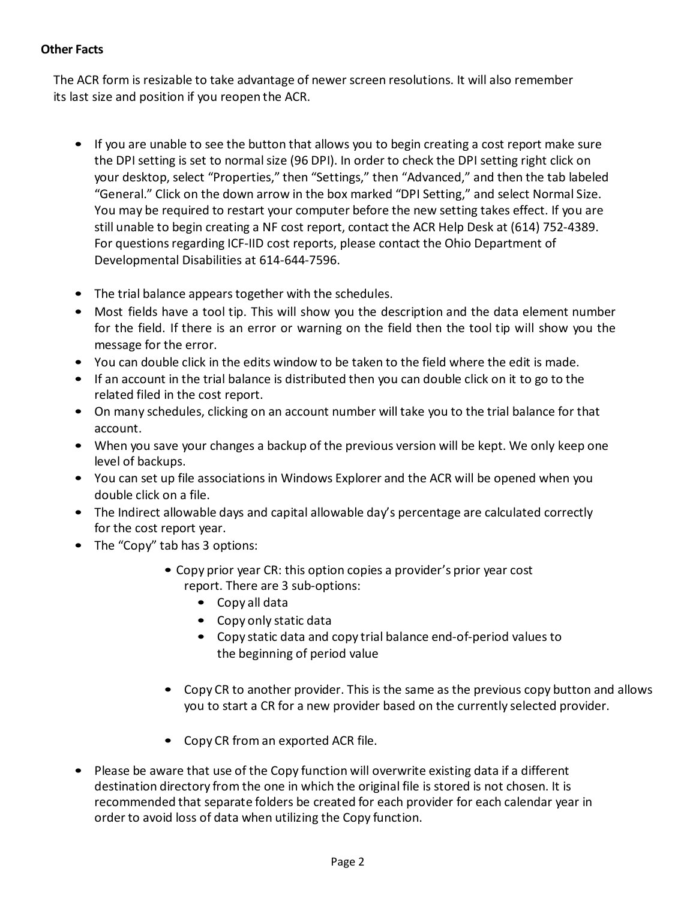**Other Facts**

The ACR form is resizable to take advantage of newer screen resolutions. It will also remember its last size and position if you reopen the ACR.

- If you are unable to see the button that allows you to begin creating a cost report make sure the DPI setting is set to normal size (96 DPI). In order to check the DPI setting right click on your desktop, select "Properties," then "Settings," then "Advanced," and then the tab labeled "General." Click on the down arrow in the box marked "DPI Setting," and select Normal Size. You may be required to restart your computer before the new setting takes effect. If you are still unable to begin creating a NF cost report, contact the ACR Help Desk at (614) 752-4389. For questions regarding ICF-IID cost reports, please contact the Ohio Department of Developmental Disabilities at 614-644-7596.

- The trial balance appears together with the schedules.
- Most fields have a tool tip. This will show you the description and the data element number for the field. If there is an error or warning on the field then the tool tip will show you the message for the error.
- You can double click in the edits window to be taken to the field where the edit is made.
- If an account in the trial balance is distributed then you can double click on it to go to the related filed in the cost report.
- On many schedules, clicking on an account number will take you to the trial balance for that account.
- When you save your changes a backup of the previous version will be kept. We only keep one level of backups.
- You can set up file associations in Windows Explorer and the ACR will be opened when you double click on a file.
- The Indirect allowable days and capital allowable day's percentage are calculated correctly for the cost report year.
- The "Copy" tab has 3 options:
  - Copy prior year CR: this option copies a provider's prior year cost report. There are 3 sub-options:
    - Copy all data
    - Copy only static data
    - Copy static data and copy trial balance end-of-period values to the beginning of period value
  - Copy CR to another provider. This is the same as the previous copy button and allows you to start a CR for a new provider based on the currently selected provider.
  - Copy CR from an exported ACR file.
- Please be aware that use of the Copy function will overwrite existing data if a different destination directory from the one in which the original file is stored is not chosen. It is recommended that separate folders be created for each provider for each calendar year in order to avoid loss of data when utilizing the Copy function.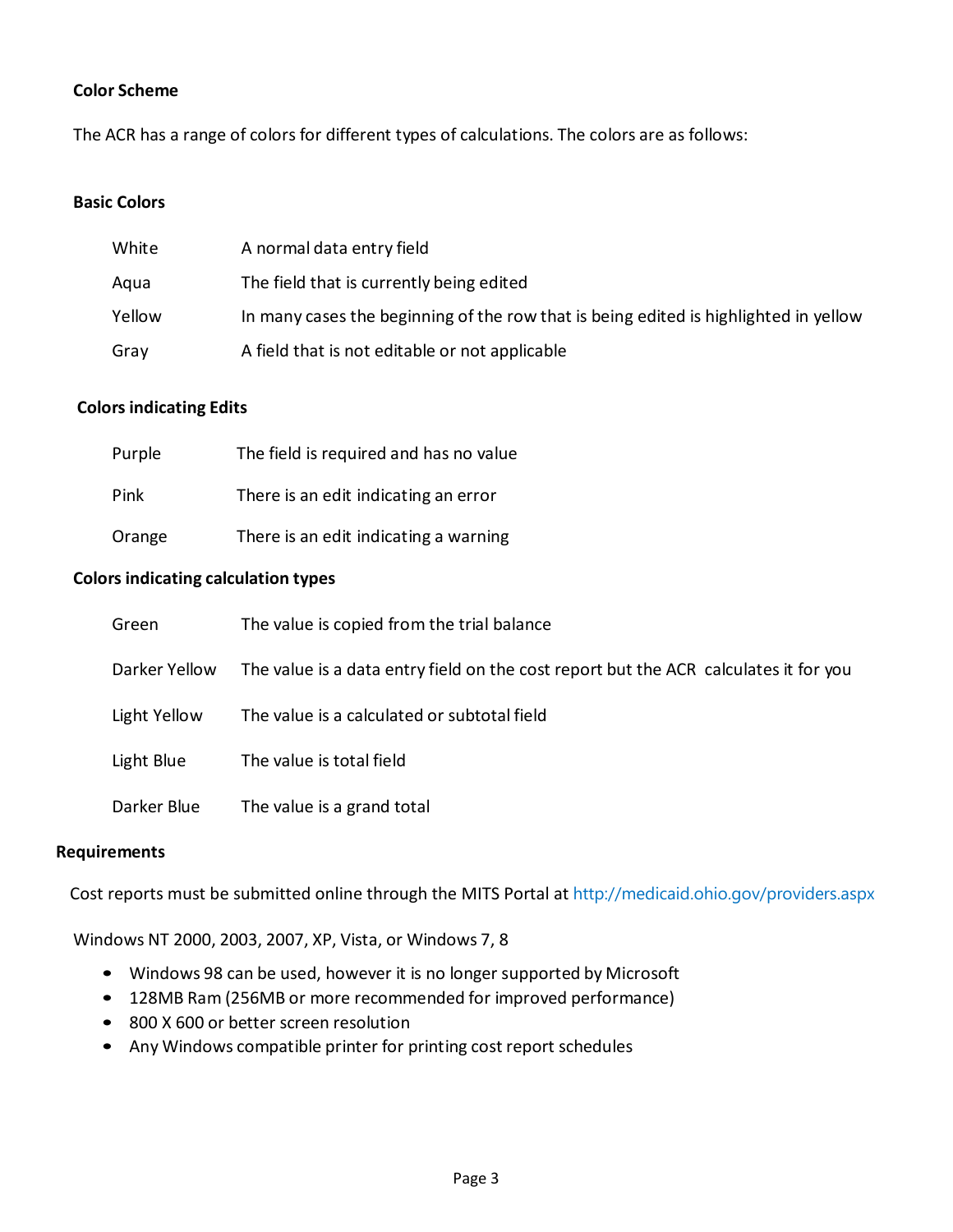## Color Scheme

The ACR has a range of colors for different types of calculations. The colors are as follows:

### Basic Colors

| | |
|---|---|
| White | A normal data entry field |
| Aqua | The field that is currently being edited |
| Yellow | In many cases the beginning of the row that is being edited is highlighted in yellow |
| Gray | A field that is not editable or not applicable |

### Colors indicating Edits

| | |
|---|---|
| Purple | The field is required and has no value |
| Pink | There is an edit indicating an error |
| Orange | There is an edit indicating a warning |

### Colors indicating calculation types

| | |
|---|---|
| Green | The value is copied from the trial balance |
| Darker Yellow | The value is a data entry field on the cost report but the ACR calculates it for you |
| Light Yellow | The value is a calculated or subtotal field |
| Light Blue | The value is total field |
| Darker Blue | The value is a grand total |

## Requirements

Cost reports must be submitted online through the MITS Portal at http://medicaid.ohio.gov/providers.aspx

Windows NT 2000, 2003, 2007, XP, Vista, or Windows 7, 8

- Windows 98 can be used, however it is no longer supported by Microsoft
- 128MB Ram (256MB or more recommended for improved performance)
- 800 X 600 or better screen resolution
- Any Windows compatible printer for printing cost report schedules